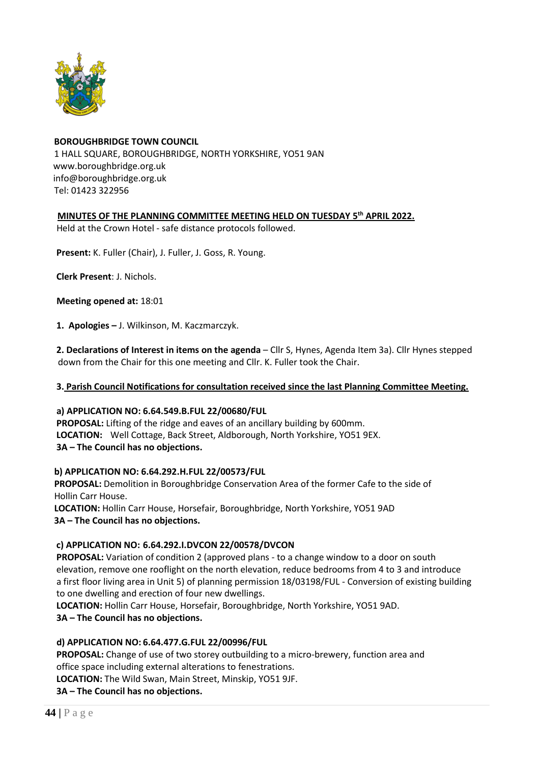**BOROUGHBRIDGE TOWN COUNCIL**
1 HALL SQUARE, BOROUGHBRIDGE, NORTH YORKSHIRE, YO51 9AN
www.boroughbridge.org.uk
info@boroughbridge.org.uk
Tel: 01423 322956

## MINUTES OF THE PLANNING COMMITTEE MEETING HELD ON TUESDAY 5th APRIL 2022.

Held at the Crown Hotel - safe distance protocols followed.

**Present:** K. Fuller (Chair), J. Fuller, J. Goss, R. Young.

**Clerk Present**: J. Nichols.

**Meeting opened at:** 18:01

**1. Apologies –** J. Wilkinson, M. Kaczmarczyk.

**2. Declarations of Interest in items on the agenda** – Cllr S, Hynes, Agenda Item 3a). Cllr Hynes stepped down from the Chair for this one meeting and Cllr. K. Fuller took the Chair.

**3. Parish Council Notifications for consultation received since the last Planning Committee Meeting.**

**a) APPLICATION NO: 6.64.549.B.FUL 22/00680/FUL**
**PROPOSAL:** Lifting of the ridge and eaves of an ancillary building by 600mm.
**LOCATION:** Well Cottage, Back Street, Aldborough, North Yorkshire, YO51 9EX.
**3A – The Council has no objections.**

**b) APPLICATION NO: 6.64.292.H.FUL 22/00573/FUL**
**PROPOSAL:** Demolition in Boroughbridge Conservation Area of the former Cafe to the side of Hollin Carr House.
**LOCATION:** Hollin Carr House, Horsefair, Boroughbridge, North Yorkshire, YO51 9AD
**3A – The Council has no objections.**

**c) APPLICATION NO: 6.64.292.I.DVCON 22/00578/DVCON**
**PROPOSAL:** Variation of condition 2 (approved plans - to a change window to a door on south elevation, remove one rooflight on the north elevation, reduce bedrooms from 4 to 3 and introduce a first floor living area in Unit 5) of planning permission 18/03198/FUL - Conversion of existing building to one dwelling and erection of four new dwellings.
**LOCATION:** Hollin Carr House, Horsefair, Boroughbridge, North Yorkshire, YO51 9AD.
**3A – The Council has no objections.**

**d) APPLICATION NO: 6.64.477.G.FUL 22/00996/FUL**
**PROPOSAL:** Change of use of two storey outbuilding to a micro-brewery, function area and office space including external alterations to fenestrations.
**LOCATION:** The Wild Swan, Main Street, Minskip, YO51 9JF.
**3A – The Council has no objections.**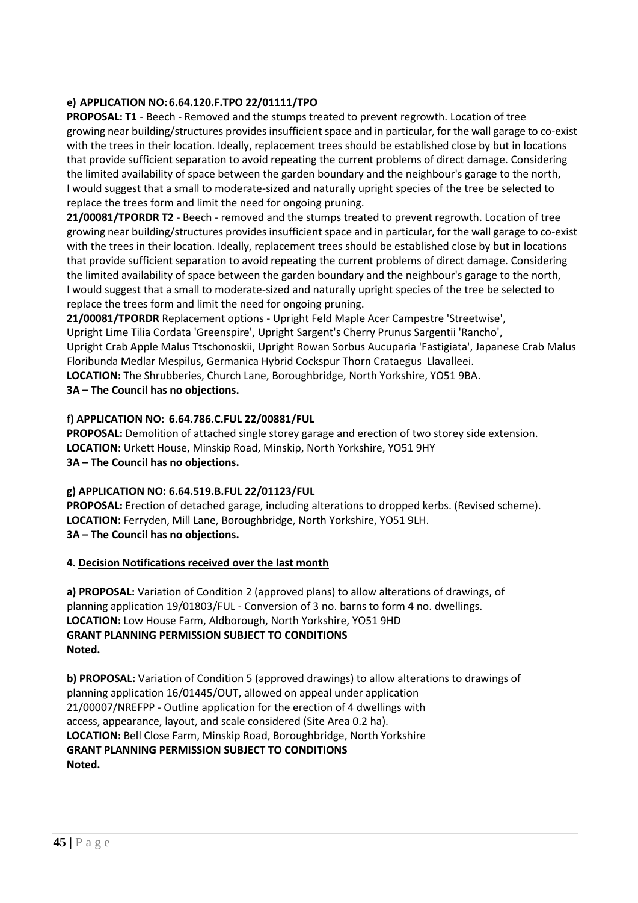**e) APPLICATION NO: 6.64.120.F.TPO 22/01111/TPO**

**PROPOSAL: T1** - Beech - Removed and the stumps treated to prevent regrowth. Location of tree growing near building/structures provides insufficient space and in particular, for the wall garage to co-exist with the trees in their location. Ideally, replacement trees should be established close by but in locations that provide sufficient separation to avoid repeating the current problems of direct damage. Considering the limited availability of space between the garden boundary and the neighbour's garage to the north, I would suggest that a small to moderate-sized and naturally upright species of the tree be selected to replace the trees form and limit the need for ongoing pruning.

**21/00081/TPORDR T2** - Beech - removed and the stumps treated to prevent regrowth. Location of tree growing near building/structures provides insufficient space and in particular, for the wall garage to co-exist with the trees in their location. Ideally, replacement trees should be established close by but in locations that provide sufficient separation to avoid repeating the current problems of direct damage. Considering the limited availability of space between the garden boundary and the neighbour's garage to the north, I would suggest that a small to moderate-sized and naturally upright species of the tree be selected to replace the trees form and limit the need for ongoing pruning.

**21/00081/TPORDR** Replacement options - Upright Feld Maple Acer Campestre 'Streetwise', Upright Lime Tilia Cordata 'Greenspire', Upright Sargent's Cherry Prunus Sargentii 'Rancho', Upright Crab Apple Malus Ttschonoskii, Upright Rowan Sorbus Aucuparia 'Fastigiata', Japanese Crab Malus Floribunda Medlar Mespilus, Germanica Hybrid Cockspur Thorn Crataegus Llavalleei.

**LOCATION:** The Shrubberies, Church Lane, Boroughbridge, North Yorkshire, YO51 9BA.

**3A – The Council has no objections.**

**f) APPLICATION NO: 6.64.786.C.FUL 22/00881/FUL**

**PROPOSAL:** Demolition of attached single storey garage and erection of two storey side extension.

**LOCATION:** Urkett House, Minskip Road, Minskip, North Yorkshire, YO51 9HY

**3A – The Council has no objections.**

**g) APPLICATION NO: 6.64.519.B.FUL 22/01123/FUL**

**PROPOSAL:** Erection of detached garage, including alterations to dropped kerbs. (Revised scheme).

**LOCATION:** Ferryden, Mill Lane, Boroughbridge, North Yorkshire, YO51 9LH.

**3A – The Council has no objections.**

**4. Decision Notifications received over the last month**

**a) PROPOSAL:** Variation of Condition 2 (approved plans) to allow alterations of drawings, of planning application 19/01803/FUL - Conversion of 3 no. barns to form 4 no. dwellings.

**LOCATION:** Low House Farm, Aldborough, North Yorkshire, YO51 9HD

**GRANT PLANNING PERMISSION SUBJECT TO CONDITIONS**

**Noted.**

**b) PROPOSAL:** Variation of Condition 5 (approved drawings) to allow alterations to drawings of planning application 16/01445/OUT, allowed on appeal under application 21/00007/NREFPP - Outline application for the erection of 4 dwellings with access, appearance, layout, and scale considered (Site Area 0.2 ha).

**LOCATION:** Bell Close Farm, Minskip Road, Boroughbridge, North Yorkshire

**GRANT PLANNING PERMISSION SUBJECT TO CONDITIONS**

**Noted.**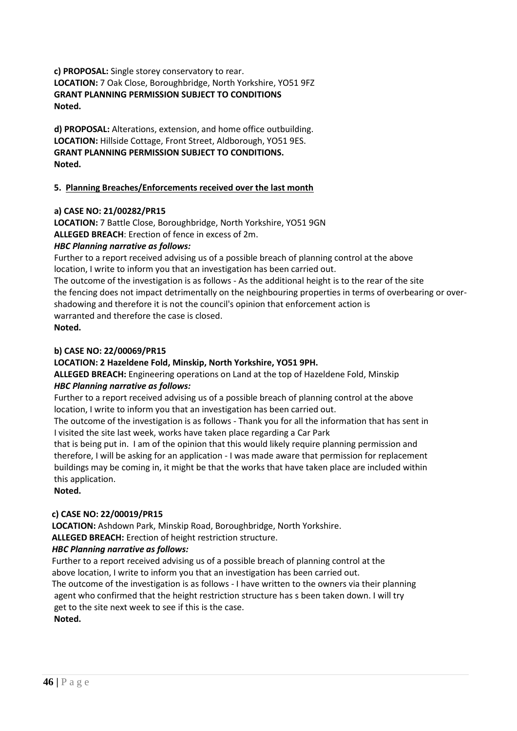**c) PROPOSAL:** Single storey conservatory to rear.
**LOCATION:** 7 Oak Close, Boroughbridge, North Yorkshire, YO51 9FZ
**GRANT PLANNING PERMISSION SUBJECT TO CONDITIONS**
**Noted.**

**d) PROPOSAL:** Alterations, extension, and home office outbuilding.
**LOCATION:** Hillside Cottage, Front Street, Aldborough, YO51 9ES.
**GRANT PLANNING PERMISSION SUBJECT TO CONDITIONS.**
**Noted.**

**5. Planning Breaches/Enforcements received over the last month**

**a) CASE NO: 21/00282/PR15**
**LOCATION:** 7 Battle Close, Boroughbridge, North Yorkshire, YO51 9GN
**ALLEGED BREACH**: Erection of fence in excess of 2m.
***HBC Planning narrative as follows:***
Further to a report received advising us of a possible breach of planning control at the above location, I write to inform you that an investigation has been carried out.
The outcome of the investigation is as follows - As the additional height is to the rear of the site the fencing does not impact detrimentally on the neighbouring properties in terms of overbearing or over-shadowing and therefore it is not the council's opinion that enforcement action is warranted and therefore the case is closed.
**Noted.**

**b) CASE NO: 22/00069/PR15**
**LOCATION: 2 Hazeldene Fold, Minskip, North Yorkshire, YO51 9PH.**
**ALLEGED BREACH:** Engineering operations on Land at the top of Hazeldene Fold, Minskip
***HBC Planning narrative as follows:***
Further to a report received advising us of a possible breach of planning control at the above location, I write to inform you that an investigation has been carried out.
The outcome of the investigation is as follows - Thank you for all the information that has sent in I visited the site last week, works have taken place regarding a Car Park that is being put in. I am of the opinion that this would likely require planning permission and therefore, I will be asking for an application - I was made aware that permission for replacement buildings may be coming in, it might be that the works that have taken place are included within this application.
**Noted.**

**c) CASE NO: 22/00019/PR15**
**LOCATION:** Ashdown Park, Minskip Road, Boroughbridge, North Yorkshire.
**ALLEGED BREACH:** Erection of height restriction structure.
***HBC Planning narrative as follows:***
Further to a report received advising us of a possible breach of planning control at the above location, I write to inform you that an investigation has been carried out.
The outcome of the investigation is as follows - I have written to the owners via their planning agent who confirmed that the height restriction structure has s been taken down. I will try get to the site next week to see if this is the case.
**Noted.**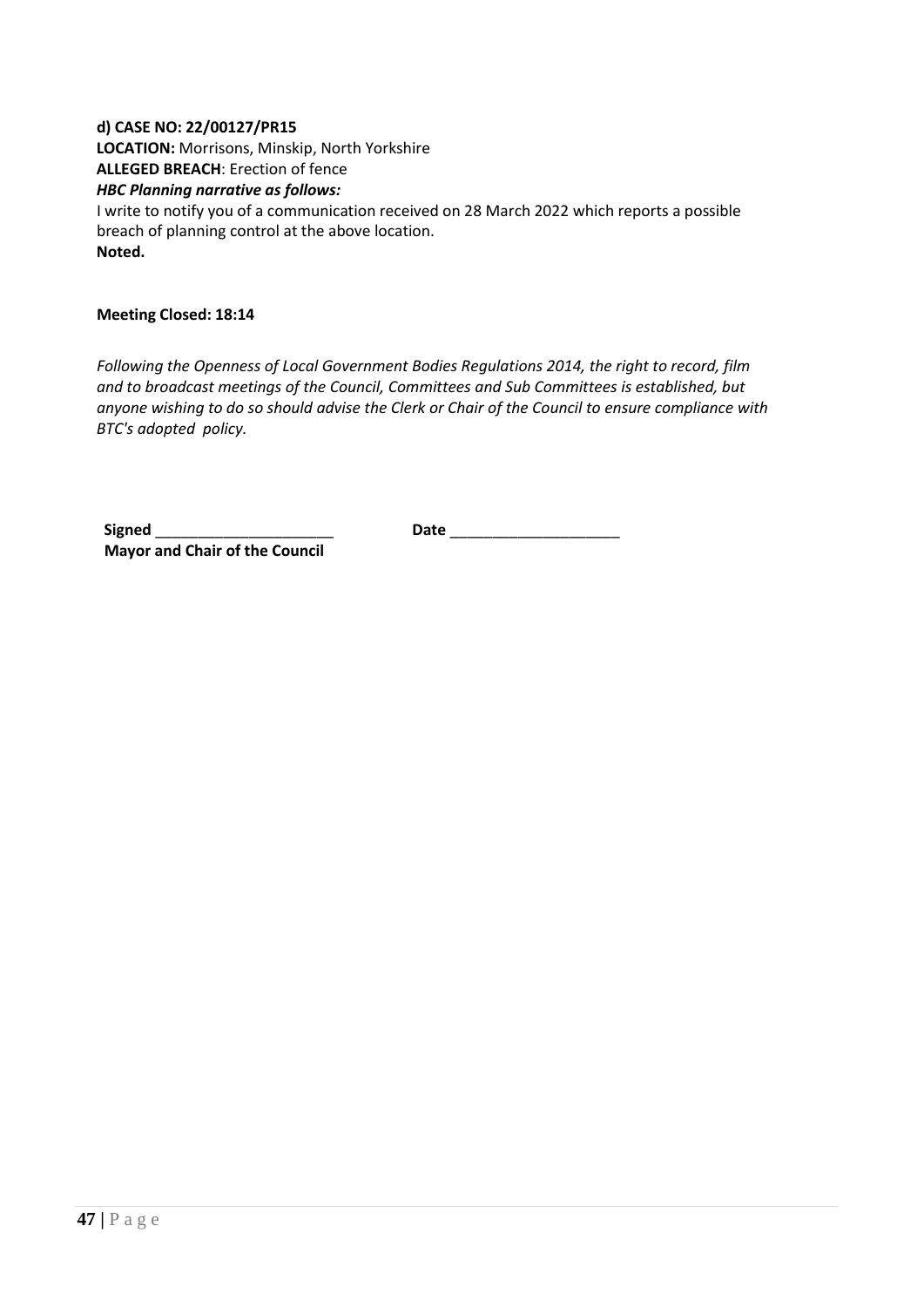**d) CASE NO: 22/00127/PR15**
**LOCATION:** Morrisons, Minskip, North Yorkshire
**ALLEGED BREACH**: Erection of fence
***HBC Planning narrative as follows:***
I write to notify you of a communication received on 28 March 2022 which reports a possible breach of planning control at the above location.
**Noted.**

**Meeting Closed: 18:14**

*Following the Openness of Local Government Bodies Regulations 2014, the right to record, film and to broadcast meetings of the Council, Committees and Sub Committees is established, but anyone wishing to do so should advise the Clerk or Chair of the Council to ensure compliance with BTC's adopted policy.*

**Signed** _____________________ **Date** ____________________
**Mayor and Chair of the Council**